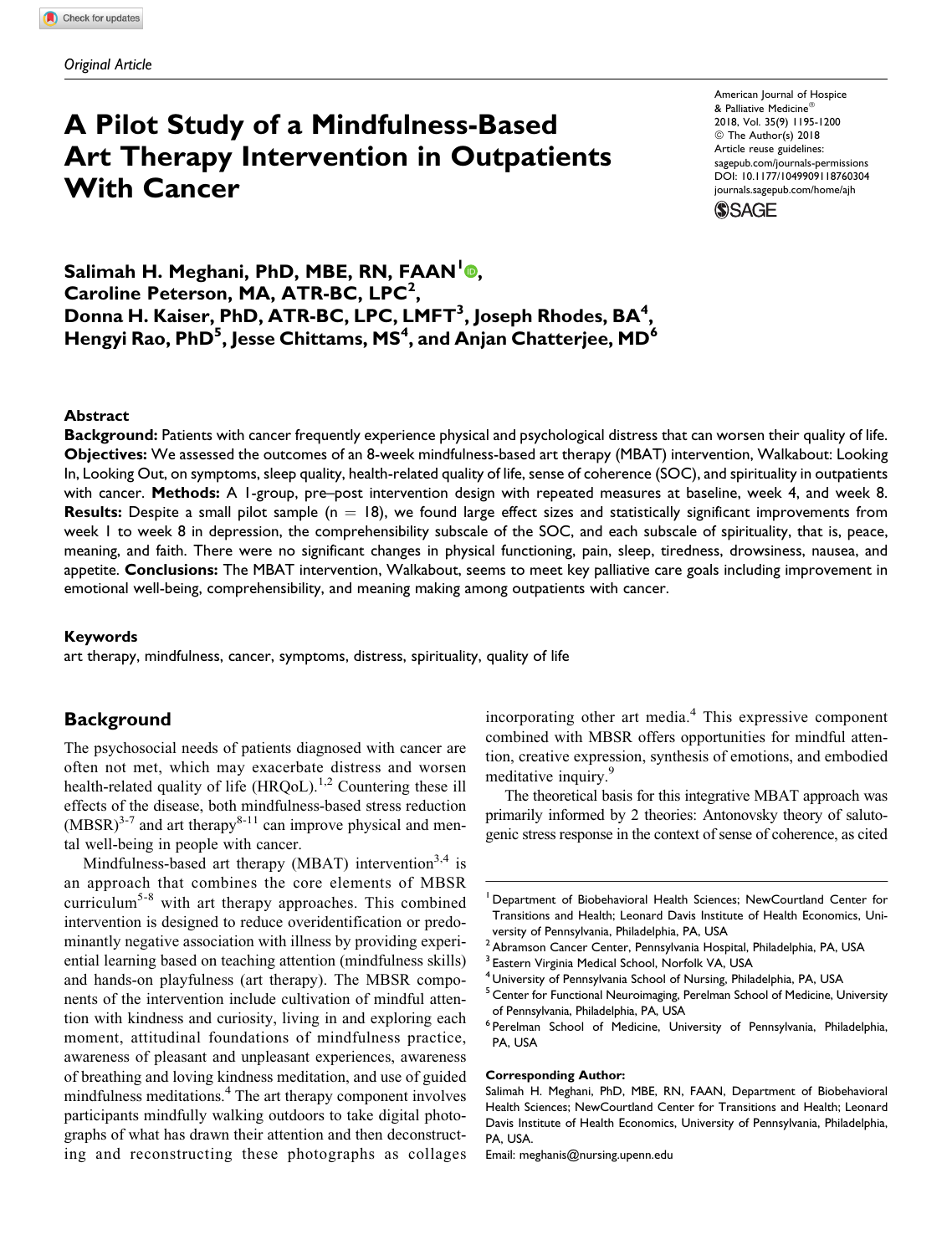*Original Article*

# A Pilot Study of a Mindfulness-Based Art Therapy Intervention in Outpatients With Cancer

American Journal of Hospice & Palliative Medicine®
2018, Vol. 35(9) 1195-1200
© The Author(s) 2018
Article reuse guidelines: sagepub.com/journals-permissions
DOI: 10.1177/1049909118760304
journals.sagepub.com/home/ajh

**Salimah H. Meghani, PhD, MBE, RN, FAAN[1], Caroline Peterson, MA, ATR-BC, LPC[2], Donna H. Kaiser, PhD, ATR-BC, LPC, LMFT[3], Joseph Rhodes, BA[4], Hengyi Rao, PhD[5], Jesse Chittams, MS[4], and Anjan Chatterjee, MD[6]**

## Abstract

**Background:** Patients with cancer frequently experience physical and psychological distress that can worsen their quality of life. **Objectives:** We assessed the outcomes of an 8-week mindfulness-based art therapy (MBAT) intervention, Walkabout: Looking In, Looking Out, on symptoms, sleep quality, health-related quality of life, sense of coherence (SOC), and spirituality in outpatients with cancer. **Methods:** A 1-group, pre–post intervention design with repeated measures at baseline, week 4, and week 8. **Results:** Despite a small pilot sample (n = 18), we found large effect sizes and statistically significant improvements from week 1 to week 8 in depression, the comprehensibility subscale of the SOC, and each subscale of spirituality, that is, peace, meaning, and faith. There were no significant changes in physical functioning, pain, sleep, tiredness, drowsiness, nausea, and appetite. **Conclusions:** The MBAT intervention, Walkabout, seems to meet key palliative care goals including improvement in emotional well-being, comprehensibility, and meaning making among outpatients with cancer.

### Keywords

art therapy, mindfulness, cancer, symptoms, distress, spirituality, quality of life

## Background

The psychosocial needs of patients diagnosed with cancer are often not met, which may exacerbate distress and worsen health-related quality of life (HRQoL).[1,2] Countering these ill effects of the disease, both mindfulness-based stress reduction (MBSR)[3-7] and art therapy[8-11] can improve physical and mental well-being in people with cancer.

Mindfulness-based art therapy (MBAT) intervention[3,4] is an approach that combines the core elements of MBSR curriculum[5-8] with art therapy approaches. This combined intervention is designed to reduce overidentification or predominantly negative association with illness by providing experiential learning based on teaching attention (mindfulness skills) and hands-on playfulness (art therapy). The MBSR components of the intervention include cultivation of mindful attention with kindness and curiosity, living in and exploring each moment, attitudinal foundations of mindfulness practice, awareness of pleasant and unpleasant experiences, awareness of breathing and loving kindness meditation, and use of guided mindfulness meditations.[4] The art therapy component involves participants mindfully walking outdoors to take digital photographs of what has drawn their attention and then deconstructing and reconstructing these photographs as collages incorporating other art media.[4] This expressive component combined with MBSR offers opportunities for mindful attention, creative expression, synthesis of emotions, and embodied meditative inquiry.[9]

The theoretical basis for this integrative MBAT approach was primarily informed by 2 theories: Antonovsky theory of salutogenic stress response in the context of sense of coherence, as cited

[1] Department of Biobehavioral Health Sciences; NewCourtland Center for Transitions and Health; Leonard Davis Institute of Health Economics, University of Pennsylvania, Philadelphia, PA, USA
[2] Abramson Cancer Center, Pennsylvania Hospital, Philadelphia, PA, USA
[3] Eastern Virginia Medical School, Norfolk VA, USA
[4] University of Pennsylvania School of Nursing, Philadelphia, PA, USA
[5] Center for Functional Neuroimaging, Perelman School of Medicine, University of Pennsylvania, Philadelphia, PA, USA
[6] Perelman School of Medicine, University of Pennsylvania, Philadelphia, PA, USA

**Corresponding Author:**
Salimah H. Meghani, PhD, MBE, RN, FAAN, Department of Biobehavioral Health Sciences; NewCourtland Center for Transitions and Health; Leonard Davis Institute of Health Economics, University of Pennsylvania, Philadelphia, PA, USA.
Email: meghanis@nursing.upenn.edu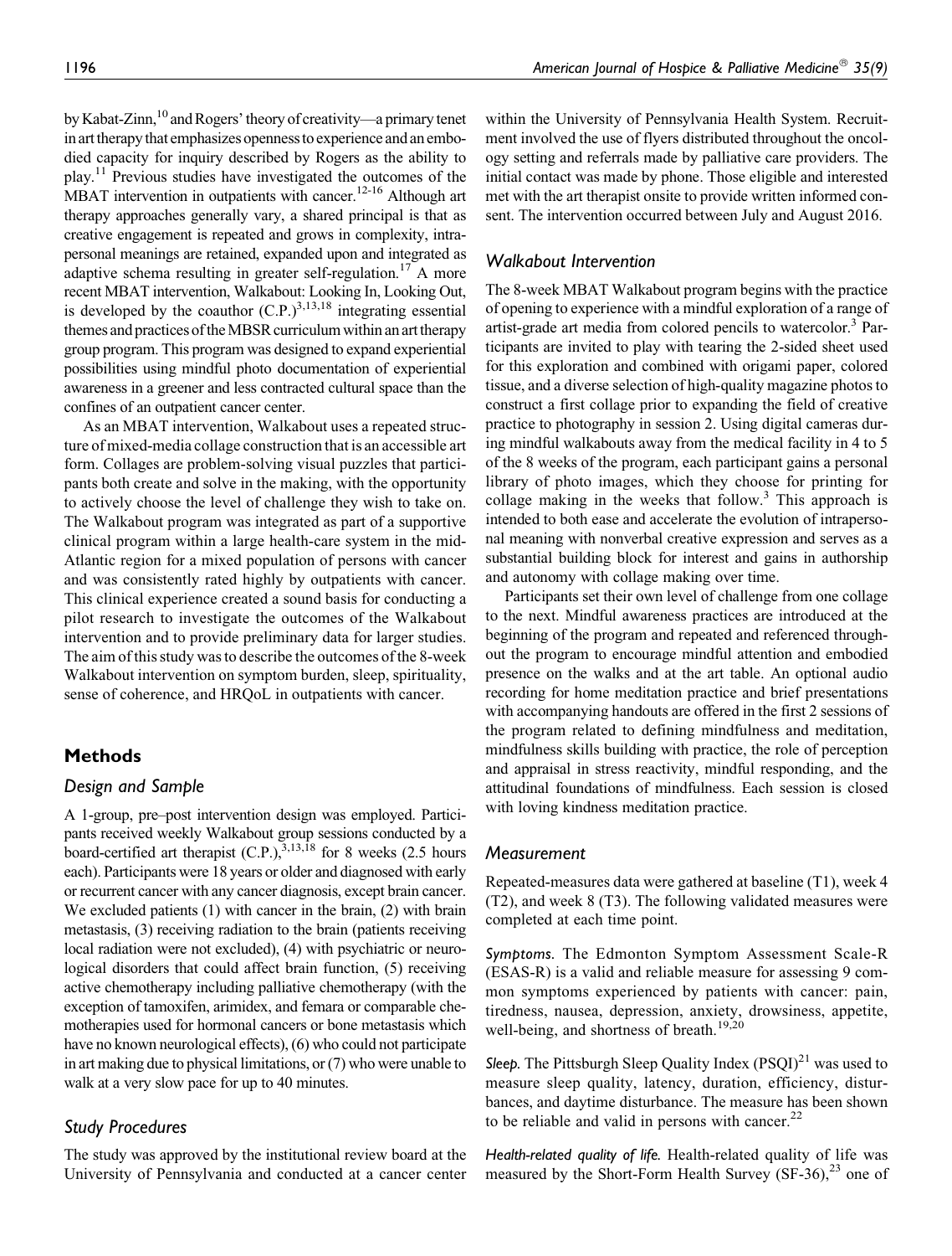by Kabat-Zinn,[10] and Rogers' theory of creativity—a primary tenet in art therapy that emphasizes openness to experience and an embodied capacity for inquiry described by Rogers as the ability to play.[11] Previous studies have investigated the outcomes of the MBAT intervention in outpatients with cancer.[12-16] Although art therapy approaches generally vary, a shared principal is that as creative engagement is repeated and grows in complexity, intrapersonal meanings are retained, expanded upon and integrated as adaptive schema resulting in greater self-regulation.[17] A more recent MBAT intervention, Walkabout: Looking In, Looking Out, is developed by the coauthor (C.P.)[3,13,18] integrating essential themes and practices of the MBSR curriculum within an art therapy group program. This program was designed to expand experiential possibilities using mindful photo documentation of experiential awareness in a greener and less contracted cultural space than the confines of an outpatient cancer center.

As an MBAT intervention, Walkabout uses a repeated structure of mixed-media collage construction that is an accessible art form. Collages are problem-solving visual puzzles that participants both create and solve in the making, with the opportunity to actively choose the level of challenge they wish to take on. The Walkabout program was integrated as part of a supportive clinical program within a large health-care system in the mid-Atlantic region for a mixed population of persons with cancer and was consistently rated highly by outpatients with cancer. This clinical experience created a sound basis for conducting a pilot research to investigate the outcomes of the Walkabout intervention and to provide preliminary data for larger studies. The aim of this study was to describe the outcomes of the 8-week Walkabout intervention on symptom burden, sleep, spirituality, sense of coherence, and HRQoL in outpatients with cancer.

## Methods

### Design and Sample

A 1-group, pre–post intervention design was employed. Participants received weekly Walkabout group sessions conducted by a board-certified art therapist (C.P.),[3,13,18] for 8 weeks (2.5 hours each). Participants were 18 years or older and diagnosed with early or recurrent cancer with any cancer diagnosis, except brain cancer. We excluded patients (1) with cancer in the brain, (2) with brain metastasis, (3) receiving radiation to the brain (patients receiving local radiation were not excluded), (4) with psychiatric or neurological disorders that could affect brain function, (5) receiving active chemotherapy including palliative chemotherapy (with the exception of tamoxifen, arimidex, and femara or comparable chemotherapies used for hormonal cancers or bone metastasis which have no known neurological effects), (6) who could not participate in art making due to physical limitations, or (7) who were unable to walk at a very slow pace for up to 40 minutes.

### Study Procedures

The study was approved by the institutional review board at the University of Pennsylvania and conducted at a cancer center within the University of Pennsylvania Health System. Recruitment involved the use of flyers distributed throughout the oncology setting and referrals made by palliative care providers. The initial contact was made by phone. Those eligible and interested met with the art therapist onsite to provide written informed consent. The intervention occurred between July and August 2016.

### Walkabout Intervention

The 8-week MBAT Walkabout program begins with the practice of opening to experience with a mindful exploration of a range of artist-grade art media from colored pencils to watercolor.[3] Participants are invited to play with tearing the 2-sided sheet used for this exploration and combined with origami paper, colored tissue, and a diverse selection of high-quality magazine photos to construct a first collage prior to expanding the field of creative practice to photography in session 2. Using digital cameras during mindful walkabouts away from the medical facility in 4 to 5 of the 8 weeks of the program, each participant gains a personal library of photo images, which they choose for printing for collage making in the weeks that follow.[3] This approach is intended to both ease and accelerate the evolution of intrapersonal meaning with nonverbal creative expression and serves as a substantial building block for interest and gains in authorship and autonomy with collage making over time.

Participants set their own level of challenge from one collage to the next. Mindful awareness practices are introduced at the beginning of the program and repeated and referenced throughout the program to encourage mindful attention and embodied presence on the walks and at the art table. An optional audio recording for home meditation practice and brief presentations with accompanying handouts are offered in the first 2 sessions of the program related to defining mindfulness and meditation, mindfulness skills building with practice, the role of perception and appraisal in stress reactivity, mindful responding, and the attitudinal foundations of mindfulness. Each session is closed with loving kindness meditation practice.

### Measurement

Repeated-measures data were gathered at baseline (T1), week 4 (T2), and week 8 (T3). The following validated measures were completed at each time point.

*Symptoms.* The Edmonton Symptom Assessment Scale-R (ESAS-R) is a valid and reliable measure for assessing 9 common symptoms experienced by patients with cancer: pain, tiredness, nausea, depression, anxiety, drowsiness, appetite, well-being, and shortness of breath.[19,20]

*Sleep.* The Pittsburgh Sleep Quality Index (PSQI)[21] was used to measure sleep quality, latency, duration, efficiency, disturbances, and daytime disturbance. The measure has been shown to be reliable and valid in persons with cancer.[22]

*Health-related quality of life.* Health-related quality of life was measured by the Short-Form Health Survey (SF-36),[23] one of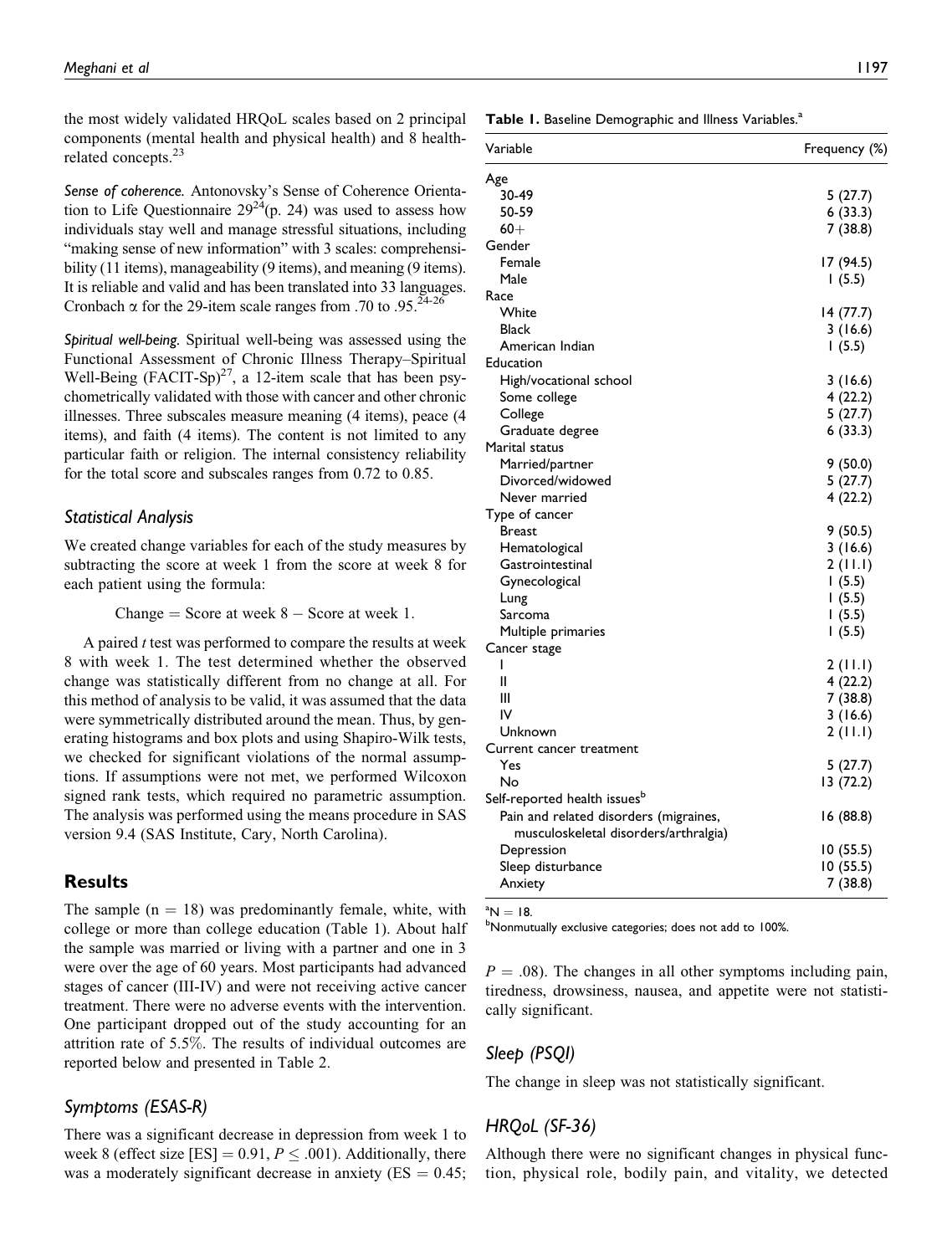the most widely validated HRQoL scales based on 2 principal components (mental health and physical health) and 8 health-related concepts.[23]

*Sense of coherence.* Antonovsky's Sense of Coherence Orientation to Life Questionnaire 29[24](p. 24) was used to assess how individuals stay well and manage stressful situations, including "making sense of new information" with 3 scales: comprehensibility (11 items), manageability (9 items), and meaning (9 items). It is reliable and valid and has been translated into 33 languages. Cronbach $\alpha$ for the 29-item scale ranges from .70 to .95.[24-26]

*Spiritual well-being.* Spiritual well-being was assessed using the Functional Assessment of Chronic Illness Therapy–Spiritual Well-Being (FACIT-Sp)[27], a 12-item scale that has been psychometrically validated with those with cancer and other chronic illnesses. Three subscales measure meaning (4 items), peace (4 items), and faith (4 items). The content is not limited to any particular faith or religion. The internal consistency reliability for the total score and subscales ranges from 0.72 to 0.85.

### Statistical Analysis

We created change variables for each of the study measures by subtracting the score at week 1 from the score at week 8 for each patient using the formula:

$$\text{Change} = \text{Score at week 8} - \text{Score at week 1.}$$

A paired $t$ test was performed to compare the results at week 8 with week 1. The test determined whether the observed change was statistically different from no change at all. For this method of analysis to be valid, it was assumed that the data were symmetrically distributed around the mean. Thus, by generating histograms and box plots and using Shapiro-Wilk tests, we checked for significant violations of the normal assumptions. If assumptions were not met, we performed Wilcoxon signed rank tests, which required no parametric assumption. The analysis was performed using the means procedure in SAS version 9.4 (SAS Institute, Cary, North Carolina).

## Results

The sample ($n = 18$) was predominantly female, white, with college or more than college education (Table 1). About half the sample was married or living with a partner and one in 3 were over the age of 60 years. Most participants had advanced stages of cancer (III-IV) and were not receiving active cancer treatment. There were no adverse events with the intervention. One participant dropped out of the study accounting for an attrition rate of 5.5%. The results of individual outcomes are reported below and presented in Table 2.

**Table 1.** Baseline Demographic and Illness Variables.[a]

| Variable | Frequency (%) |
|---|---|
| Age | |
| 30-49 | 5 (27.7) |
| 50-59 | 6 (33.3) |
| 60+ | 7 (38.8) |
| Gender | |
| Female | 17 (94.5) |
| Male | 1 (5.5) |
| Race | |
| White | 14 (77.7) |
| Black | 3 (16.6) |
| American Indian | 1 (5.5) |
| Education | |
| High/vocational school | 3 (16.6) |
| Some college | 4 (22.2) |
| College | 5 (27.7) |
| Graduate degree | 6 (33.3) |
| Marital status | |
| Married/partner | 9 (50.0) |
| Divorced/widowed | 5 (27.7) |
| Never married | 4 (22.2) |
| Type of cancer | |
| Breast | 9 (50.5) |
| Hematological | 3 (16.6) |
| Gastrointestinal | 2 (11.1) |
| Gynecological | 1 (5.5) |
| Lung | 1 (5.5) |
| Sarcoma | 1 (5.5) |
| Multiple primaries | 1 (5.5) |
| Cancer stage | |
| I | 2 (11.1) |
| II | 4 (22.2) |
| III | 7 (38.8) |
| IV | 3 (16.6) |
| Unknown | 2 (11.1) |
| Current cancer treatment | |
| Yes | 5 (27.7) |
| No | 13 (72.2) |
| Self-reported health issues[b] | |
| Pain and related disorders (migraines, musculoskeletal disorders/arthralgia) | 16 (88.8) |
| Depression | 10 (55.5) |
| Sleep disturbance | 10 (55.5) |
| Anxiety | 7 (38.8) |

[a] N = 18.
[b] Nonmutually exclusive categories; does not add to 100%.

### Symptoms (ESAS-R)

There was a significant decrease in depression from week 1 to week 8 (effect size [ES] = 0.91, $P \leq .001$). Additionally, there was a moderately significant decrease in anxiety (ES = 0.45; $P = .08$). The changes in all other symptoms including pain, tiredness, drowsiness, nausea, and appetite were not statistically significant.

### Sleep (PSQI)

The change in sleep was not statistically significant.

### HRQoL (SF-36)

Although there were no significant changes in physical function, physical role, bodily pain, and vitality, we detected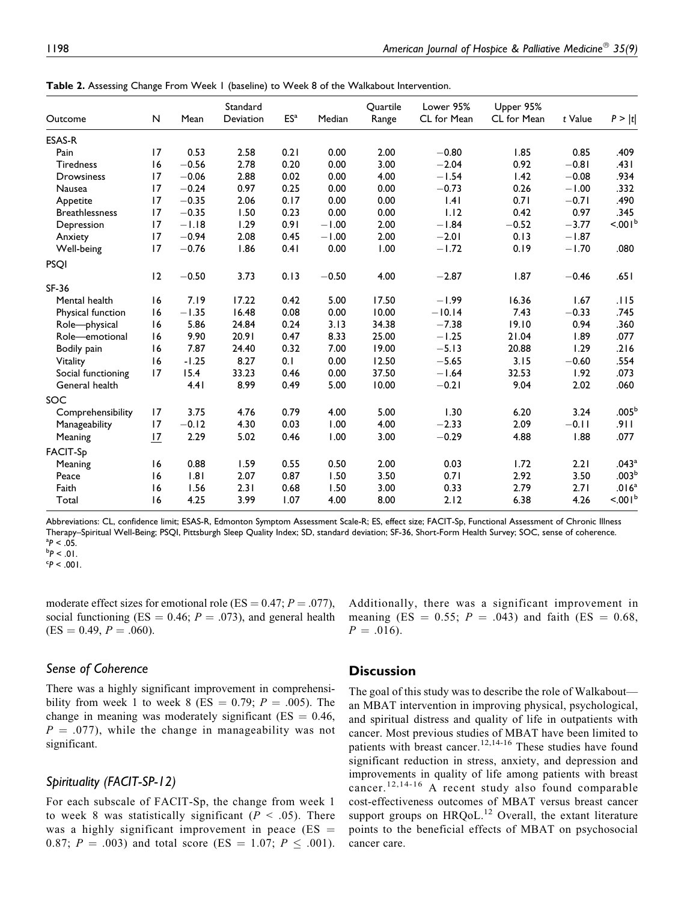**Table 2.** Assessing Change From Week 1 (baseline) to Week 8 of the Walkabout Intervention.

| Outcome | N | Mean | Standard Deviation | ES[a] | Median | Quartile Range | Lower 95% CL for Mean | Upper 95% CL for Mean | t Value | P > \|t\| |
|---|---|---|---|---|---|---|---|---|---|---|
| ESAS-R | | | | | | | | | | |
| Pain | 17 | 0.53 | 2.58 | 0.21 | 0.00 | 2.00 | −0.80 | 1.85 | 0.85 | .409 |
| Tiredness | 16 | −0.56 | 2.78 | 0.20 | 0.00 | 3.00 | −2.04 | 0.92 | −0.81 | .431 |
| Drowsiness | 17 | −0.06 | 2.88 | 0.02 | 0.00 | 4.00 | −1.54 | 1.42 | −0.08 | .934 |
| Nausea | 17 | −0.24 | 0.97 | 0.25 | 0.00 | 0.00 | −0.73 | 0.26 | −1.00 | .332 |
| Appetite | 17 | −0.35 | 2.06 | 0.17 | 0.00 | 0.00 | 1.41 | 0.71 | −0.71 | .490 |
| Breathlessness | 17 | −0.35 | 1.50 | 0.23 | 0.00 | 0.00 | 1.12 | 0.42 | 0.97 | .345 |
| Depression | 17 | −1.18 | 1.29 | 0.91 | −1.00 | 2.00 | −1.84 | −0.52 | −3.77 | <.001[b] |
| Anxiety | 17 | −0.94 | 2.08 | 0.45 | −1.00 | 2.00 | −2.01 | 0.13 | −1.87 | |
| Well-being | 17 | −0.76 | 1.86 | 0.41 | 0.00 | 1.00 | −1.72 | 0.19 | −1.70 | .080 |
| PSQI | | | | | | | | | | |
| | 12 | −0.50 | 3.73 | 0.13 | −0.50 | 4.00 | −2.87 | 1.87 | −0.46 | .651 |
| SF-36 | | | | | | | | | | |
| Mental health | 16 | 7.19 | 17.22 | 0.42 | 5.00 | 17.50 | −1.99 | 16.36 | 1.67 | .115 |
| Physical function | 16 | −1.35 | 16.48 | 0.08 | 0.00 | 10.00 | −10.14 | 7.43 | −0.33 | .745 |
| Role—physical | 16 | 5.86 | 24.84 | 0.24 | 3.13 | 34.38 | −7.38 | 19.10 | 0.94 | .360 |
| Role—emotional | 16 | 9.90 | 20.91 | 0.47 | 8.33 | 25.00 | −1.25 | 21.04 | 1.89 | .077 |
| Bodily pain | 16 | 7.87 | 24.40 | 0.32 | 7.00 | 19.00 | −5.13 | 20.88 | 1.29 | .216 |
| Vitality | 16 | -1.25 | 8.27 | 0.1 | 0.00 | 12.50 | −5.65 | 3.15 | −0.60 | .554 |
| Social functioning | 17 | 15.4 | 33.23 | 0.46 | 0.00 | 37.50 | −1.64 | 32.53 | 1.92 | .073 |
| General health | | 4.41 | 8.99 | 0.49 | 5.00 | 10.00 | −0.21 | 9.04 | 2.02 | .060 |
| SOC | | | | | | | | | | |
| Comprehensibility | 17 | 3.75 | 4.76 | 0.79 | 4.00 | 5.00 | 1.30 | 6.20 | 3.24 | .005[b] |
| Manageability | 17 | −0.12 | 4.30 | 0.03 | 1.00 | 4.00 | −2.33 | 2.09 | −0.11 | .911 |
| Meaning | 17 | 2.29 | 5.02 | 0.46 | 1.00 | 3.00 | −0.29 | 4.88 | 1.88 | .077 |
| FACIT-Sp | | | | | | | | | | |
| Meaning | 16 | 0.88 | 1.59 | 0.55 | 0.50 | 2.00 | 0.03 | 1.72 | 2.21 | .043[a] |
| Peace | 16 | 1.81 | 2.07 | 0.87 | 1.50 | 3.50 | 0.71 | 2.92 | 3.50 | .003[b] |
| Faith | 16 | 1.56 | 2.31 | 0.68 | 1.50 | 3.00 | 0.33 | 2.79 | 2.71 | .016[a] |
| Total | 16 | 4.25 | 3.99 | 1.07 | 4.00 | 8.00 | 2.12 | 6.38 | 4.26 | <.001[b] |

Abbreviations: CL, confidence limit; ESAS-R, Edmonton Symptom Assessment Scale-R; ES, effect size; FACIT-Sp, Functional Assessment of Chronic Illness Therapy–Spiritual Well-Being; PSQI, Pittsburgh Sleep Quality Index; SD, standard deviation; SF-36, Short-Form Health Survey; SOC, sense of coherence.
[a]$P < .05$.
[b]$P < .01$.
[c]$P < .001$.

moderate effect sizes for emotional role (ES = 0.47; $P = .077$), social functioning (ES = 0.46; $P = .073$), and general health (ES = 0.49, $P = .060$).

### Sense of Coherence

There was a highly significant improvement in comprehensibility from week 1 to week 8 (ES = 0.79; $P = .005$). The change in meaning was moderately significant (ES = 0.46, $P = .077$), while the change in manageability was not significant.

### Spirituality (FACIT-SP-12)

For each subscale of FACIT-Sp, the change from week 1 to week 8 was statistically significant ($P < .05$). There was a highly significant improvement in peace (ES = 0.87; $P = .003$) and total score (ES = 1.07; $P \leq .001$). Additionally, there was a significant improvement in meaning (ES = 0.55; $P = .043$) and faith (ES = 0.68, $P = .016$).

## Discussion

The goal of this study was to describe the role of Walkabout—an MBAT intervention in improving physical, psychological, and spiritual distress and quality of life in outpatients with cancer. Most previous studies of MBAT have been limited to patients with breast cancer.[12,14-16] These studies have found significant reduction in stress, anxiety, and depression and improvements in quality of life among patients with breast cancer.[12,14-16] A recent study also found comparable cost-effectiveness outcomes of MBAT versus breast cancer support groups on HRQoL.[12] Overall, the extant literature points to the beneficial effects of MBAT on psychosocial cancer care.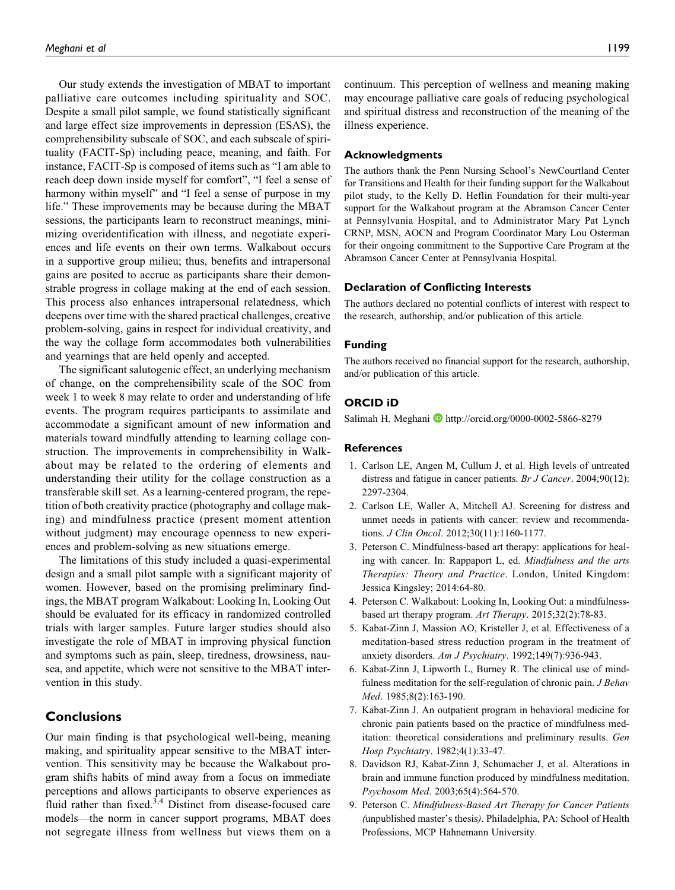Our study extends the investigation of MBAT to important palliative care outcomes including spirituality and SOC. Despite a small pilot sample, we found statistically significant and large effect size improvements in depression (ESAS), the comprehensibility subscale of SOC, and each subscale of spirituality (FACIT-Sp) including peace, meaning, and faith. For instance, FACIT-Sp is composed of items such as "I am able to reach deep down inside myself for comfort", "I feel a sense of harmony within myself" and "I feel a sense of purpose in my life." These improvements may be because during the MBAT sessions, the participants learn to reconstruct meanings, minimizing overidentification with illness, and negotiate experiences and life events on their own terms. Walkabout occurs in a supportive group milieu; thus, benefits and intrapersonal gains are posited to accrue as participants share their demonstrable progress in collage making at the end of each session. This process also enhances intrapersonal relatedness, which deepens over time with the shared practical challenges, creative problem-solving, gains in respect for individual creativity, and the way the collage form accommodates both vulnerabilities and yearnings that are held openly and accepted.

The significant salutogenic effect, an underlying mechanism of change, on the comprehensibility scale of the SOC from week 1 to week 8 may relate to order and understanding of life events. The program requires participants to assimilate and accommodate a significant amount of new information and materials toward mindfully attending to learning collage construction. The improvements in comprehensibility in Walkabout may be related to the ordering of elements and understanding their utility for the collage construction as a transferable skill set. As a learning-centered program, the repetition of both creativity practice (photography and collage making) and mindfulness practice (present moment attention without judgment) may encourage openness to new experiences and problem-solving as new situations emerge.

The limitations of this study included a quasi-experimental design and a small pilot sample with a significant majority of women. However, based on the promising preliminary findings, the MBAT program Walkabout: Looking In, Looking Out should be evaluated for its efficacy in randomized controlled trials with larger samples. Future larger studies should also investigate the role of MBAT in improving physical function and symptoms such as pain, sleep, tiredness, drowsiness, nausea, and appetite, which were not sensitive to the MBAT intervention in this study.

## Conclusions

Our main finding is that psychological well-being, meaning making, and spirituality appear sensitive to the MBAT intervention. This sensitivity may be because the Walkabout program shifts habits of mind away from a focus on immediate perceptions and allows participants to observe experiences as fluid rather than fixed.[3,4] Distinct from disease-focused care models—the norm in cancer support programs, MBAT does not segregate illness from wellness but views them on a continuum. This perception of wellness and meaning making may encourage palliative care goals of reducing psychological and spiritual distress and reconstruction of the meaning of the illness experience.

### Acknowledgments

The authors thank the Penn Nursing School's NewCourtland Center for Transitions and Health for their funding support for the Walkabout pilot study, to the Kelly D. Heflin Foundation for their multi-year support for the Walkabout program at the Abramson Cancer Center at Pennsylvania Hospital, and to Administrator Mary Pat Lynch CRNP, MSN, AOCN and Program Coordinator Mary Lou Osterman for their ongoing commitment to the Supportive Care Program at the Abramson Cancer Center at Pennsylvania Hospital.

### Declaration of Conflicting Interests

The authors declared no potential conflicts of interest with respect to the research, authorship, and/or publication of this article.

### Funding

The authors received no financial support for the research, authorship, and/or publication of this article.

### ORCID iD

Salimah H. Meghani http://orcid.org/0000-0002-5866-8279

### References

1. Carlson LE, Angen M, Cullum J, et al. High levels of untreated distress and fatigue in cancer patients. *Br J Cancer*. 2004;90(12): 2297-2304.
2. Carlson LE, Waller A, Mitchell AJ. Screening for distress and unmet needs in patients with cancer: review and recommendations. *J Clin Oncol*. 2012;30(11):1160-1177.
3. Peterson C. Mindfulness-based art therapy: applications for healing with cancer. In: Rappaport L, ed. *Mindfulness and the arts Therapies: Theory and Practice*. London, United Kingdom: Jessica Kingsley; 2014:64-80.
4. Peterson C. Walkabout: Looking In, Looking Out: a mindfulness-based art therapy program. *Art Therapy*. 2015;32(2):78-83.
5. Kabat-Zinn J, Massion AO, Kristeller J, et al. Effectiveness of a meditation-based stress reduction program in the treatment of anxiety disorders. *Am J Psychiatry*. 1992;149(7):936-943.
6. Kabat-Zinn J, Lipworth L, Burney R. The clinical use of mindfulness meditation for the self-regulation of chronic pain. *J Behav Med*. 1985;8(2):163-190.
7. Kabat-Zinn J. An outpatient program in behavioral medicine for chronic pain patients based on the practice of mindfulness meditation: theoretical considerations and preliminary results. *Gen Hosp Psychiatry*. 1982;4(1):33-47.
8. Davidson RJ, Kabat-Zinn J, Schumacher J, et al. Alterations in brain and immune function produced by mindfulness meditation. *Psychosom Med*. 2003;65(4):564-570.
9. Peterson C. *Mindfulness-Based Art Therapy for Cancer Patients (*unpublished master's thesis*)*. Philadelphia, PA: School of Health Professions, MCP Hahnemann University.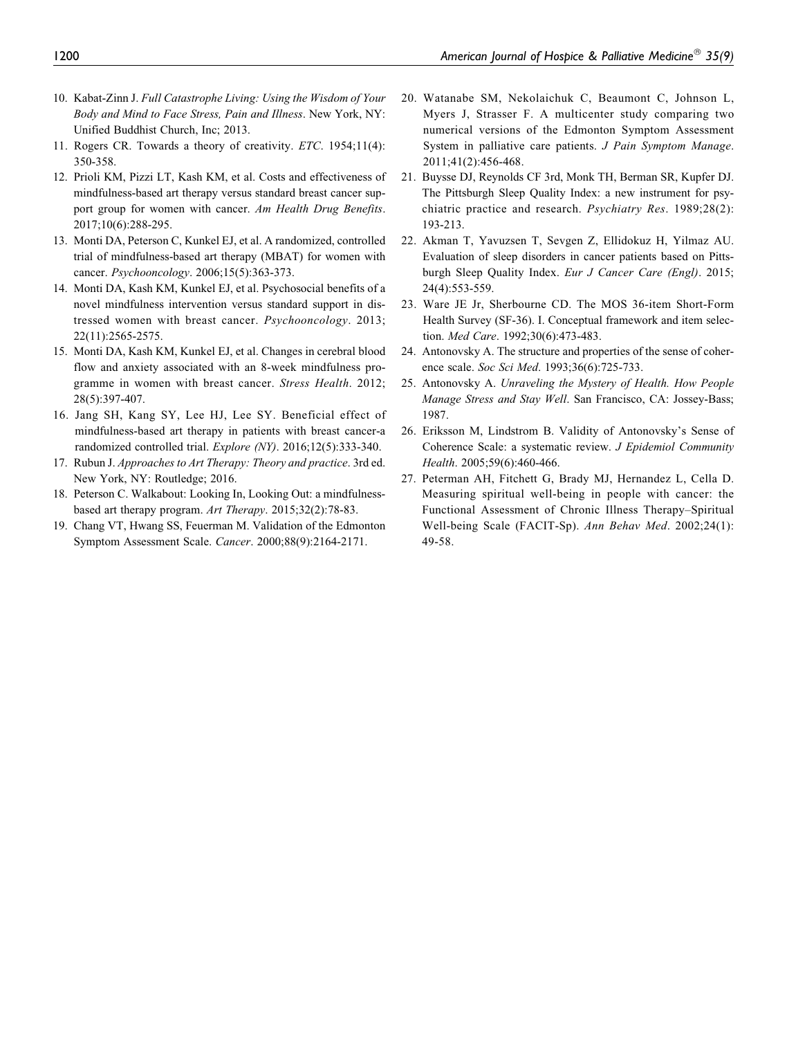10. Kabat-Zinn J. *Full Catastrophe Living: Using the Wisdom of Your Body and Mind to Face Stress, Pain and Illness*. New York, NY: Unified Buddhist Church, Inc; 2013.
11. Rogers CR. Towards a theory of creativity. *ETC*. 1954;11(4): 350-358.
12. Prioli KM, Pizzi LT, Kash KM, et al. Costs and effectiveness of mindfulness-based art therapy versus standard breast cancer support group for women with cancer. *Am Health Drug Benefits*. 2017;10(6):288-295.
13. Monti DA, Peterson C, Kunkel EJ, et al. A randomized, controlled trial of mindfulness-based art therapy (MBAT) for women with cancer. *Psychooncology*. 2006;15(5):363-373.
14. Monti DA, Kash KM, Kunkel EJ, et al. Psychosocial benefits of a novel mindfulness intervention versus standard support in distressed women with breast cancer. *Psychooncology*. 2013; 22(11):2565-2575.
15. Monti DA, Kash KM, Kunkel EJ, et al. Changes in cerebral blood flow and anxiety associated with an 8-week mindfulness programme in women with breast cancer. *Stress Health*. 2012; 28(5):397-407.
16. Jang SH, Kang SY, Lee HJ, Lee SY. Beneficial effect of mindfulness-based art therapy in patients with breast cancer-a randomized controlled trial. *Explore (NY)*. 2016;12(5):333-340.
17. Rubun J. *Approaches to Art Therapy: Theory and practice*. 3rd ed. New York, NY: Routledge; 2016.
18. Peterson C. Walkabout: Looking In, Looking Out: a mindfulness-based art therapy program. *Art Therapy*. 2015;32(2):78-83.
19. Chang VT, Hwang SS, Feuerman M. Validation of the Edmonton Symptom Assessment Scale. *Cancer*. 2000;88(9):2164-2171.
20. Watanabe SM, Nekolaichuk C, Beaumont C, Johnson L, Myers J, Strasser F. A multicenter study comparing two numerical versions of the Edmonton Symptom Assessment System in palliative care patients. *J Pain Symptom Manage*. 2011;41(2):456-468.
21. Buysse DJ, Reynolds CF 3rd, Monk TH, Berman SR, Kupfer DJ. The Pittsburgh Sleep Quality Index: a new instrument for psychiatric practice and research. *Psychiatry Res*. 1989;28(2): 193-213.
22. Akman T, Yavuzsen T, Sevgen Z, Ellidokuz H, Yilmaz AU. Evaluation of sleep disorders in cancer patients based on Pittsburgh Sleep Quality Index. *Eur J Cancer Care (Engl)*. 2015; 24(4):553-559.
23. Ware JE Jr, Sherbourne CD. The MOS 36-item Short-Form Health Survey (SF-36). I. Conceptual framework and item selection. *Med Care*. 1992;30(6):473-483.
24. Antonovsky A. The structure and properties of the sense of coherence scale. *Soc Sci Med*. 1993;36(6):725-733.
25. Antonovsky A. *Unraveling the Mystery of Health. How People Manage Stress and Stay Well*. San Francisco, CA: Jossey-Bass; 1987.
26. Eriksson M, Lindstrom B. Validity of Antonovsky's Sense of Coherence Scale: a systematic review. *J Epidemiol Community Health*. 2005;59(6):460-466.
27. Peterman AH, Fitchett G, Brady MJ, Hernandez L, Cella D. Measuring spiritual well-being in people with cancer: the Functional Assessment of Chronic Illness Therapy–Spiritual Well-being Scale (FACIT-Sp). *Ann Behav Med*. 2002;24(1): 49-58.